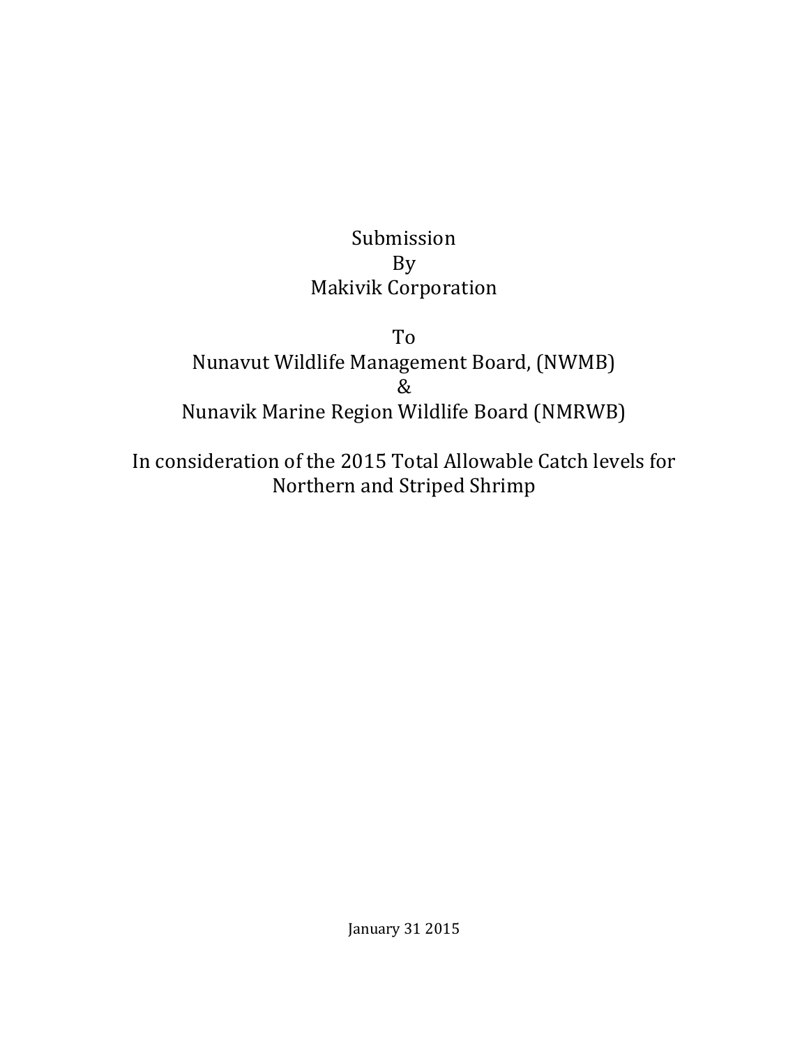Submission
By
Makivik Corporation

To
Nunavut Wildlife Management Board, (NWMB)
&
Nunavik Marine Region Wildlife Board (NMRWB)

In consideration of the 2015 Total Allowable Catch levels for Northern and Striped Shrimp

January 31 2015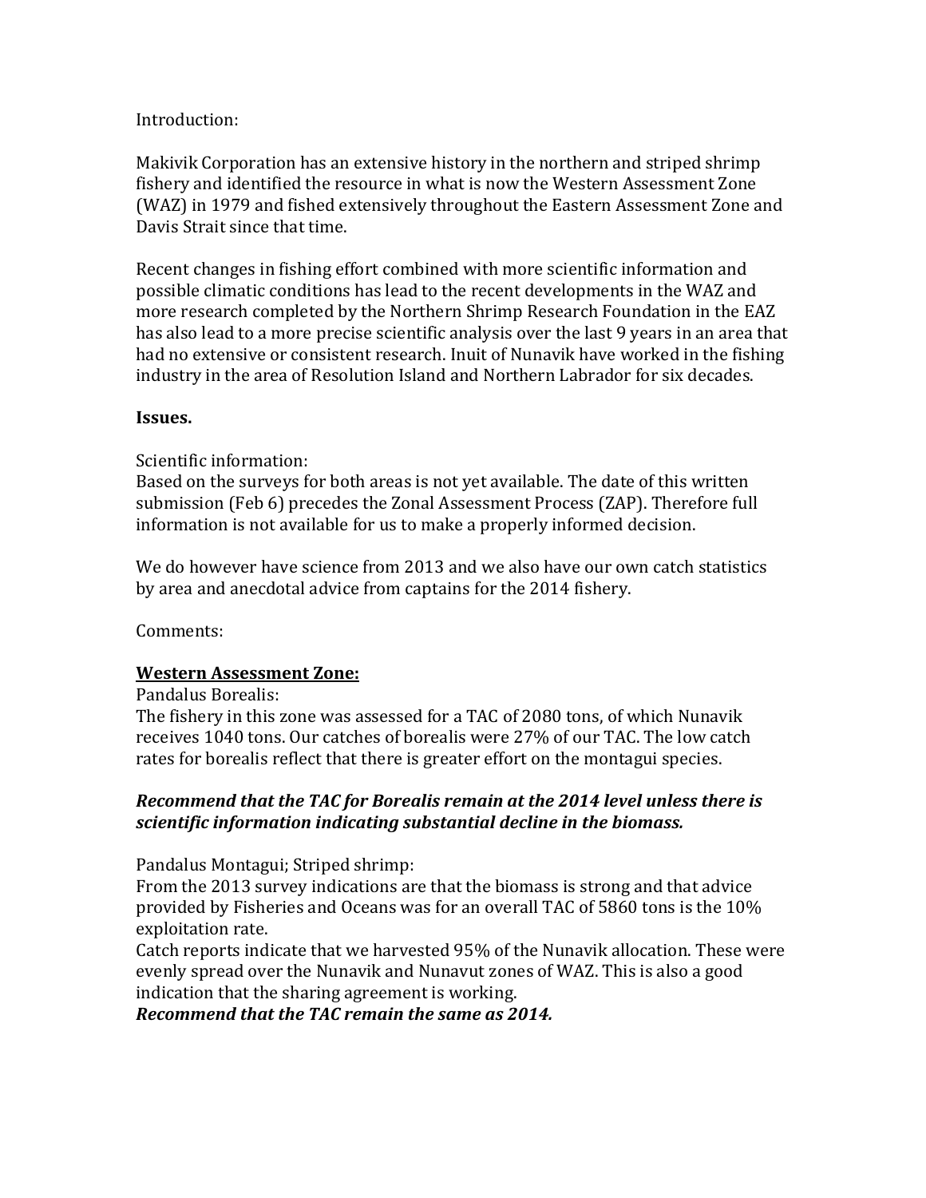Introduction:

Makivik Corporation has an extensive history in the northern and striped shrimp fishery and identified the resource in what is now the Western Assessment Zone (WAZ) in 1979 and fished extensively throughout the Eastern Assessment Zone and Davis Strait since that time.

Recent changes in fishing effort combined with more scientific information and possible climatic conditions has lead to the recent developments in the WAZ and more research completed by the Northern Shrimp Research Foundation in the EAZ has also lead to a more precise scientific analysis over the last 9 years in an area that had no extensive or consistent research. Inuit of Nunavik have worked in the fishing industry in the area of Resolution Island and Northern Labrador for six decades.

**Issues.**

Scientific information:
Based on the surveys for both areas is not yet available. The date of this written submission (Feb 6) precedes the Zonal Assessment Process (ZAP). Therefore full information is not available for us to make a properly informed decision.

We do however have science from 2013 and we also have our own catch statistics by area and anecdotal advice from captains for the 2014 fishery.

Comments:

**<u>Western Assessment Zone:</u>**
Pandalus Borealis:
The fishery in this zone was assessed for a TAC of 2080 tons, of which Nunavik receives 1040 tons. Our catches of borealis were 27% of our TAC. The low catch rates for borealis reflect that there is greater effort on the montagui species.

***Recommend that the TAC for Borealis remain at the 2014 level unless there is scientific information indicating substantial decline in the biomass.***

Pandalus Montagui; Striped shrimp:
From the 2013 survey indications are that the biomass is strong and that advice provided by Fisheries and Oceans was for an overall TAC of 5860 tons is the 10% exploitation rate.
Catch reports indicate that we harvested 95% of the Nunavik allocation. These were evenly spread over the Nunavik and Nunavut zones of WAZ. This is also a good indication that the sharing agreement is working.
***Recommend that the TAC remain the same as 2014.***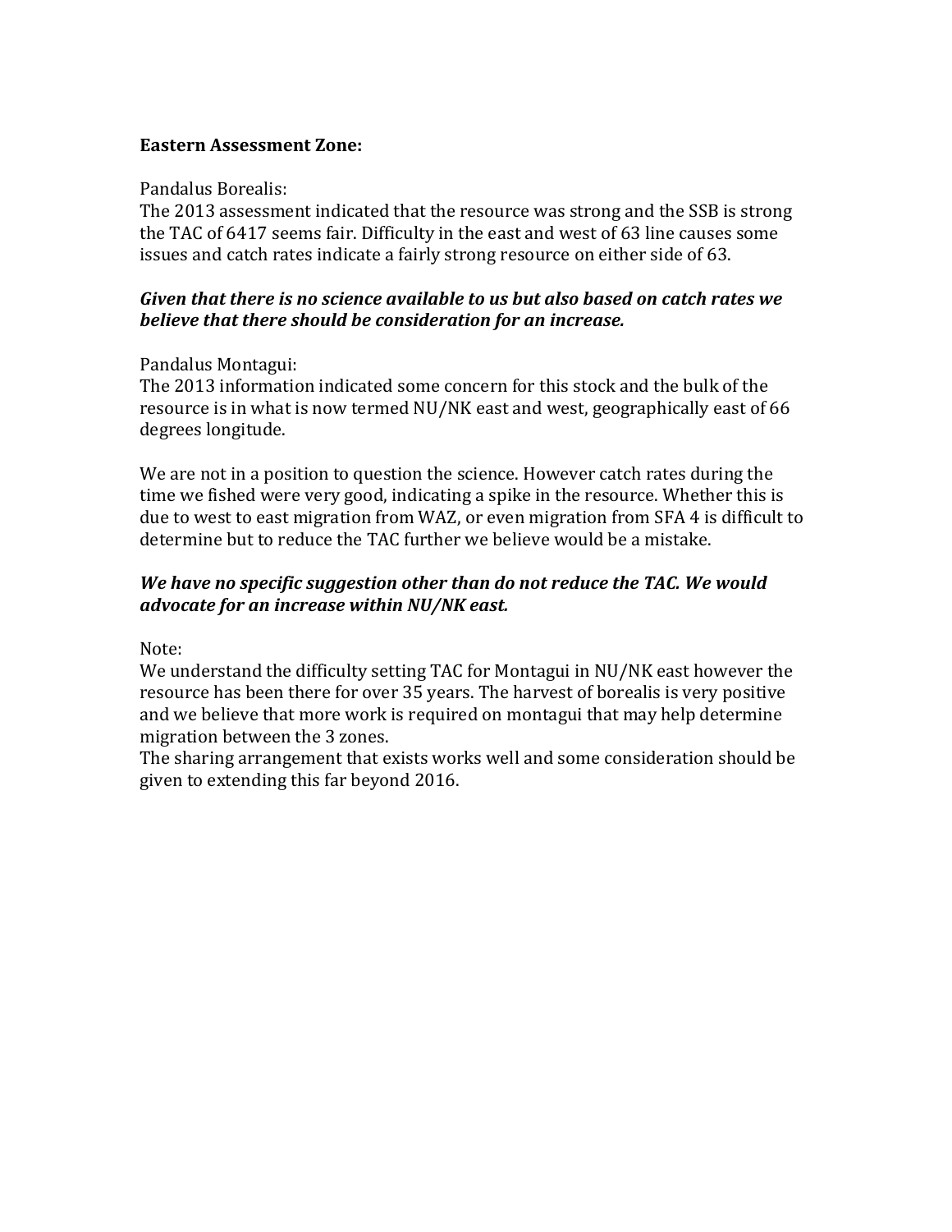**Eastern Assessment Zone:**

Pandalus Borealis:
The 2013 assessment indicated that the resource was strong and the SSB is strong the TAC of 6417 seems fair. Difficulty in the east and west of 63 line causes some issues and catch rates indicate a fairly strong resource on either side of 63.

***Given that there is no science available to us but also based on catch rates we believe that there should be consideration for an increase.***

Pandalus Montagui:
The 2013 information indicated some concern for this stock and the bulk of the resource is in what is now termed NU/NK east and west, geographically east of 66 degrees longitude.

We are not in a position to question the science. However catch rates during the time we fished were very good, indicating a spike in the resource. Whether this is due to west to east migration from WAZ, or even migration from SFA 4 is difficult to determine but to reduce the TAC further we believe would be a mistake.

***We have no specific suggestion other than do not reduce the TAC. We would advocate for an increase within NU/NK east.***

Note:
We understand the difficulty setting TAC for Montagui in NU/NK east however the resource has been there for over 35 years. The harvest of borealis is very positive and we believe that more work is required on montagui that may help determine migration between the 3 zones.
The sharing arrangement that exists works well and some consideration should be given to extending this far beyond 2016.